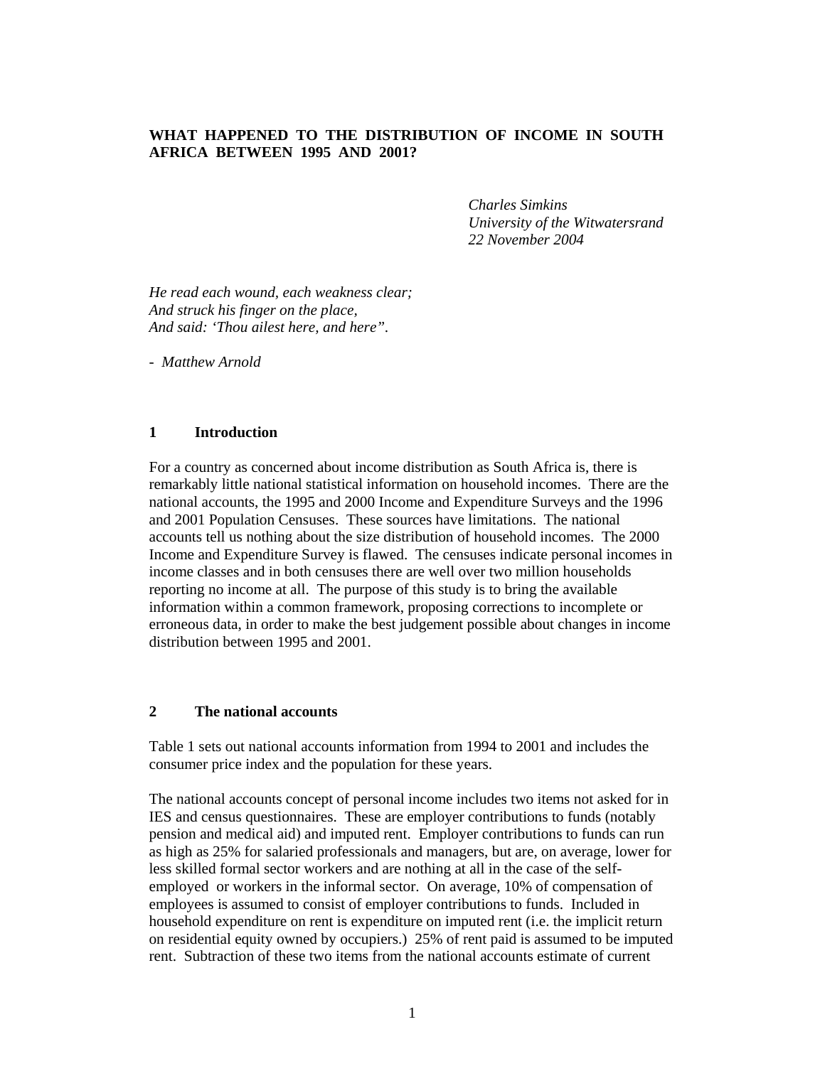# WHAT HAPPENED TO THE DISTRIBUTION OF INCOME IN SOUTH AFRICA BETWEEN 1995 AND 2001?

*Charles Simkins*
*University of the Witwatersrand*
*22 November 2004*

*He read each wound, each weakness clear;*
*And struck his finger on the place,*
*And said: 'Thou ailest here, and here".*

\- *Matthew Arnold*

## 1 Introduction

For a country as concerned about income distribution as South Africa is, there is remarkably little national statistical information on household incomes. There are the national accounts, the 1995 and 2000 Income and Expenditure Surveys and the 1996 and 2001 Population Censuses. These sources have limitations. The national accounts tell us nothing about the size distribution of household incomes. The 2000 Income and Expenditure Survey is flawed. The censuses indicate personal incomes in income classes and in both censuses there are well over two million households reporting no income at all. The purpose of this study is to bring the available information within a common framework, proposing corrections to incomplete or erroneous data, in order to make the best judgement possible about changes in income distribution between 1995 and 2001.

## 2 The national accounts

Table 1 sets out national accounts information from 1994 to 2001 and includes the consumer price index and the population for these years.

The national accounts concept of personal income includes two items not asked for in IES and census questionnaires. These are employer contributions to funds (notably pension and medical aid) and imputed rent. Employer contributions to funds can run as high as 25% for salaried professionals and managers, but are, on average, lower for less skilled formal sector workers and are nothing at all in the case of the self-employed or workers in the informal sector. On average, 10% of compensation of employees is assumed to consist of employer contributions to funds. Included in household expenditure on rent is expenditure on imputed rent (i.e. the implicit return on residential equity owned by occupiers.) 25% of rent paid is assumed to be imputed rent. Subtraction of these two items from the national accounts estimate of current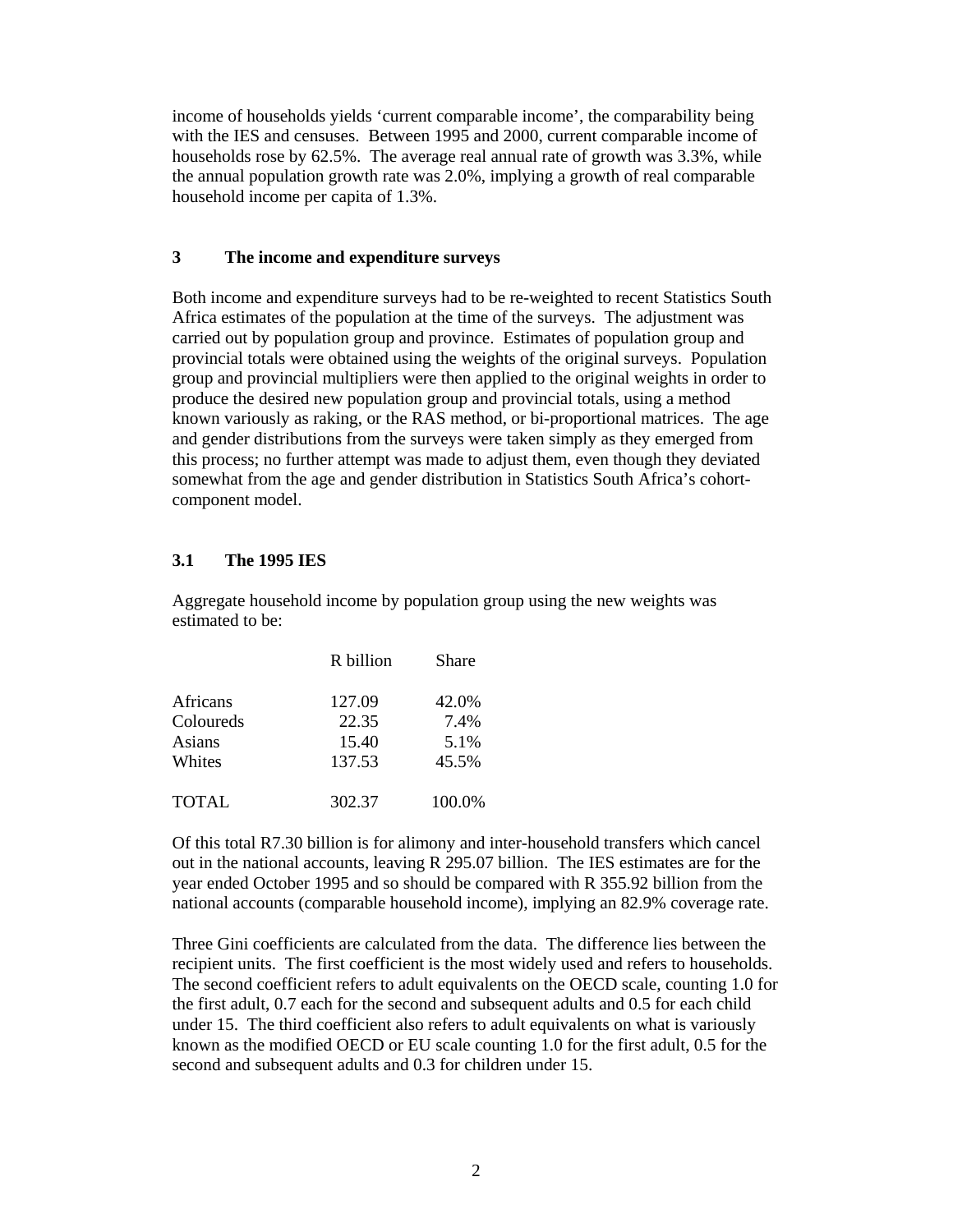income of households yields ‘current comparable income’, the comparability being with the IES and censuses. Between 1995 and 2000, current comparable income of households rose by 62.5%. The average real annual rate of growth was 3.3%, while the annual population growth rate was 2.0%, implying a growth of real comparable household income per capita of 1.3%.

## 3 The income and expenditure surveys

Both income and expenditure surveys had to be re-weighted to recent Statistics South Africa estimates of the population at the time of the surveys. The adjustment was carried out by population group and province. Estimates of population group and provincial totals were obtained using the weights of the original surveys. Population group and provincial multipliers were then applied to the original weights in order to produce the desired new population group and provincial totals, using a method known variously as raking, or the RAS method, or bi-proportional matrices. The age and gender distributions from the surveys were taken simply as they emerged from this process; no further attempt was made to adjust them, even though they deviated somewhat from the age and gender distribution in Statistics South Africa’s cohort-component model.

### 3.1 The 1995 IES

Aggregate household income by population group using the new weights was estimated to be:

| | R billion | Share |
|---|---|---|
| Africans | 127.09 | 42.0% |
| Coloureds | 22.35 | 7.4% |
| Asians | 15.40 | 5.1% |
| Whites | 137.53 | 45.5% |
| TOTAL | 302.37 | 100.0% |

Of this total R7.30 billion is for alimony and inter-household transfers which cancel out in the national accounts, leaving R 295.07 billion. The IES estimates are for the year ended October 1995 and so should be compared with R 355.92 billion from the national accounts (comparable household income), implying an 82.9% coverage rate.

Three Gini coefficients are calculated from the data. The difference lies between the recipient units. The first coefficient is the most widely used and refers to households. The second coefficient refers to adult equivalents on the OECD scale, counting 1.0 for the first adult, 0.7 each for the second and subsequent adults and 0.5 for each child under 15. The third coefficient also refers to adult equivalents on what is variously known as the modified OECD or EU scale counting 1.0 for the first adult, 0.5 for the second and subsequent adults and 0.3 for children under 15.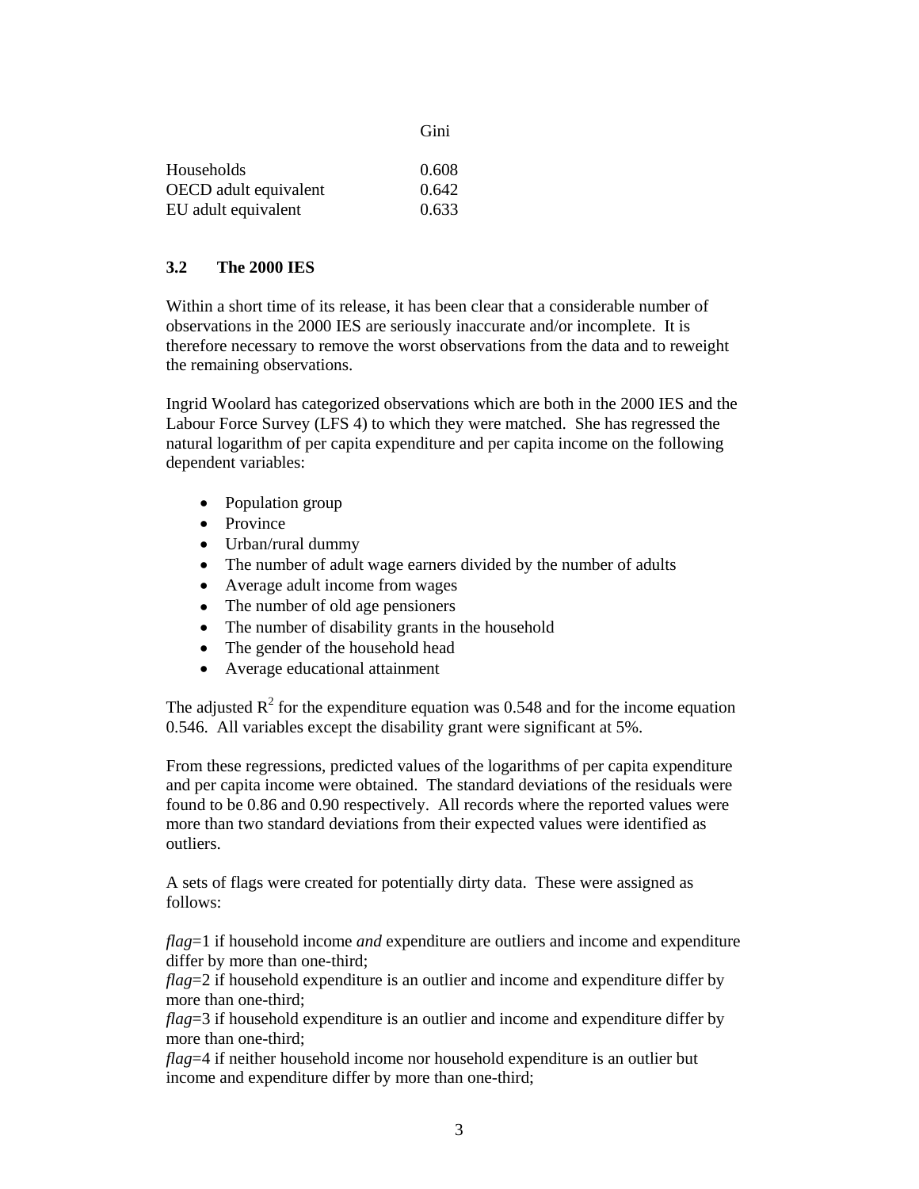| | Gini |
|---|---|
| Households | 0.608 |
| OECD adult equivalent | 0.642 |
| EU adult equivalent | 0.633 |

### 3.2 The 2000 IES

Within a short time of its release, it has been clear that a considerable number of observations in the 2000 IES are seriously inaccurate and/or incomplete. It is therefore necessary to remove the worst observations from the data and to reweight the remaining observations.

Ingrid Woolard has categorized observations which are both in the 2000 IES and the Labour Force Survey (LFS 4) to which they were matched. She has regressed the natural logarithm of per capita expenditure and per capita income on the following dependent variables:

- Population group
- Province
- Urban/rural dummy
- The number of adult wage earners divided by the number of adults
- Average adult income from wages
- The number of old age pensioners
- The number of disability grants in the household
- The gender of the household head
- Average educational attainment

The adjusted $R^2$ for the expenditure equation was 0.548 and for the income equation 0.546. All variables except the disability grant were significant at 5%.

From these regressions, predicted values of the logarithms of per capita expenditure and per capita income were obtained. The standard deviations of the residuals were found to be 0.86 and 0.90 respectively. All records where the reported values were more than two standard deviations from their expected values were identified as outliers.

A sets of flags were created for potentially dirty data. These were assigned as follows:

*flag*=1 if household income *and* expenditure are outliers and income and expenditure differ by more than one-third;
*flag*=2 if household expenditure is an outlier and income and expenditure differ by more than one-third;
*flag*=3 if household expenditure is an outlier and income and expenditure differ by more than one-third;
*flag*=4 if neither household income nor household expenditure is an outlier but income and expenditure differ by more than one-third;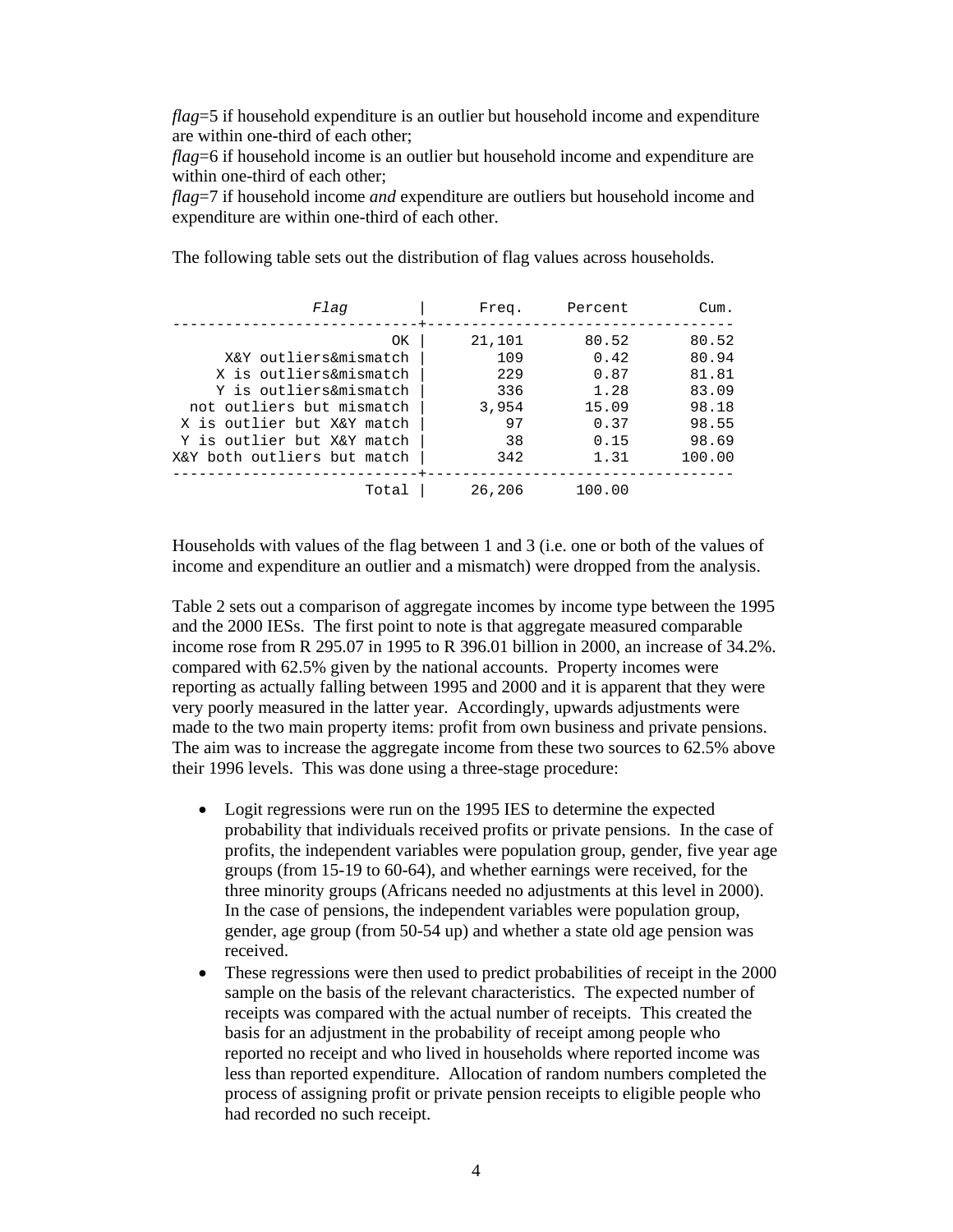*flag*=5 if household expenditure is an outlier but household income and expenditure are within one-third of each other;
*flag*=6 if household income is an outlier but household income and expenditure are within one-third of each other;
*flag*=7 if household income *and* expenditure are outliers but household income and expenditure are within one-third of each other.

The following table sets out the distribution of flag values across households.

| *Flag* | Freq. | Percent | Cum. |
|---:|---:|---:|---:|
| OK | 21,101 | 80.52 | 80.52 |
| X&Y outliers&mismatch | 109 | 0.42 | 80.94 |
| X is outliers&mismatch | 229 | 0.87 | 81.81 |
| Y is outliers&mismatch | 336 | 1.28 | 83.09 |
| not outliers but mismatch | 3,954 | 15.09 | 98.18 |
| X is outlier but X&Y match | 97 | 0.37 | 98.55 |
| Y is outlier but X&Y match | 38 | 0.15 | 98.69 |
| X&Y both outliers but match | 342 | 1.31 | 100.00 |
| Total | 26,206 | 100.00 | |

Households with values of the flag between 1 and 3 (i.e. one or both of the values of income and expenditure an outlier and a mismatch) were dropped from the analysis.

Table 2 sets out a comparison of aggregate incomes by income type between the 1995 and the 2000 IESs. The first point to note is that aggregate measured comparable income rose from R 295.07 in 1995 to R 396.01 billion in 2000, an increase of 34.2%. compared with 62.5% given by the national accounts. Property incomes were reporting as actually falling between 1995 and 2000 and it is apparent that they were very poorly measured in the latter year. Accordingly, upwards adjustments were made to the two main property items: profit from own business and private pensions. The aim was to increase the aggregate income from these two sources to 62.5% above their 1996 levels. This was done using a three-stage procedure:

- Logit regressions were run on the 1995 IES to determine the expected probability that individuals received profits or private pensions. In the case of profits, the independent variables were population group, gender, five year age groups (from 15-19 to 60-64), and whether earnings were received, for the three minority groups (Africans needed no adjustments at this level in 2000). In the case of pensions, the independent variables were population group, gender, age group (from 50-54 up) and whether a state old age pension was received.
- These regressions were then used to predict probabilities of receipt in the 2000 sample on the basis of the relevant characteristics. The expected number of receipts was compared with the actual number of receipts. This created the basis for an adjustment in the probability of receipt among people who reported no receipt and who lived in households where reported income was less than reported expenditure. Allocation of random numbers completed the process of assigning profit or private pension receipts to eligible people who had recorded no such receipt.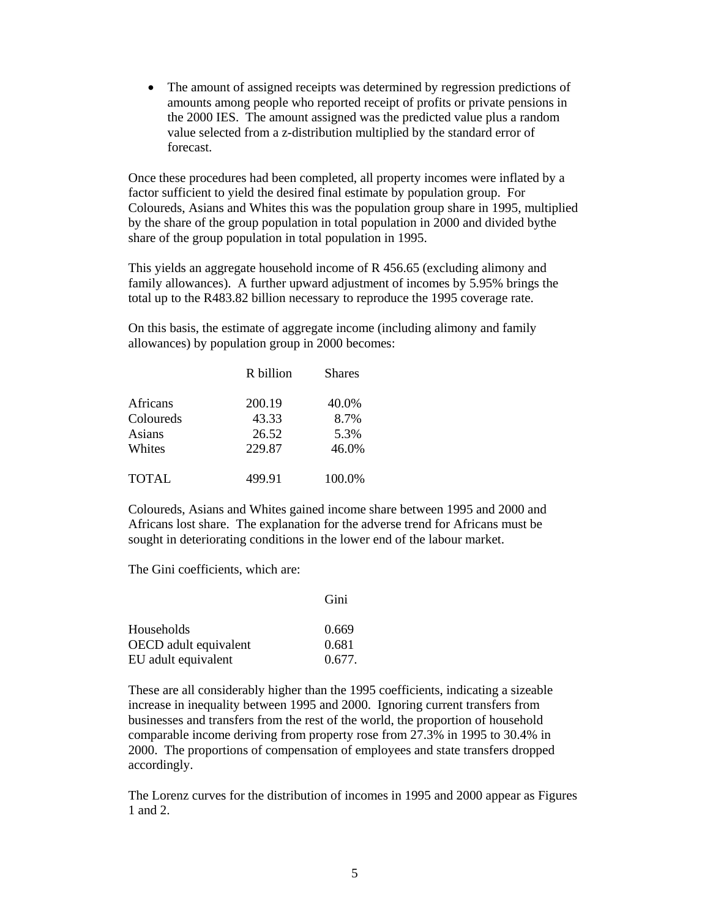- The amount of assigned receipts was determined by regression predictions of amounts among people who reported receipt of profits or private pensions in the 2000 IES. The amount assigned was the predicted value plus a random value selected from a z-distribution multiplied by the standard error of forecast.

Once these procedures had been completed, all property incomes were inflated by a factor sufficient to yield the desired final estimate by population group. For Coloureds, Asians and Whites this was the population group share in 1995, multiplied by the share of the group population in total population in 2000 and divided bythe share of the group population in total population in 1995.

This yields an aggregate household income of R 456.65 (excluding alimony and family allowances). A further upward adjustment of incomes by 5.95% brings the total up to the R483.82 billion necessary to reproduce the 1995 coverage rate.

On this basis, the estimate of aggregate income (including alimony and family allowances) by population group in 2000 becomes:

| | R billion | Shares |
|---|---|---|
| Africans | 200.19 | 40.0% |
| Coloureds | 43.33 | 8.7% |
| Asians | 26.52 | 5.3% |
| Whites | 229.87 | 46.0% |
| TOTAL | 499.91 | 100.0% |

Coloureds, Asians and Whites gained income share between 1995 and 2000 and Africans lost share. The explanation for the adverse trend for Africans must be sought in deteriorating conditions in the lower end of the labour market.

The Gini coefficients, which are:

| | Gini |
|---|---|
| Households | 0.669 |
| OECD adult equivalent | 0.681 |
| EU adult equivalent | 0.677. |

These are all considerably higher than the 1995 coefficients, indicating a sizeable increase in inequality between 1995 and 2000. Ignoring current transfers from businesses and transfers from the rest of the world, the proportion of household comparable income deriving from property rose from 27.3% in 1995 to 30.4% in 2000. The proportions of compensation of employees and state transfers dropped accordingly.

The Lorenz curves for the distribution of incomes in 1995 and 2000 appear as Figures 1 and 2.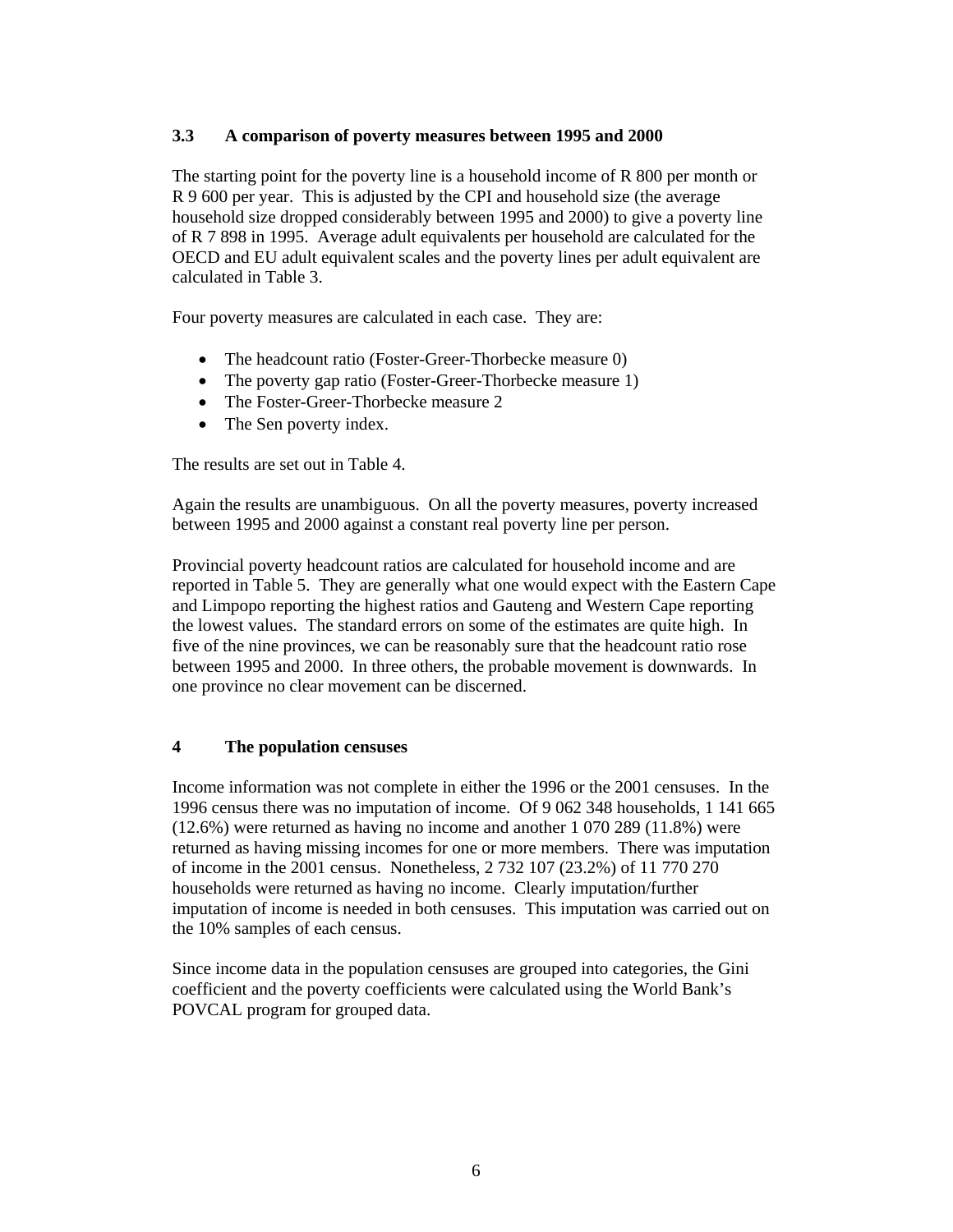### 3.3 A comparison of poverty measures between 1995 and 2000

The starting point for the poverty line is a household income of R 800 per month or R 9 600 per year. This is adjusted by the CPI and household size (the average household size dropped considerably between 1995 and 2000) to give a poverty line of R 7 898 in 1995. Average adult equivalents per household are calculated for the OECD and EU adult equivalent scales and the poverty lines per adult equivalent are calculated in Table 3.

Four poverty measures are calculated in each case. They are:

- The headcount ratio (Foster-Greer-Thorbecke measure 0)
- The poverty gap ratio (Foster-Greer-Thorbecke measure 1)
- The Foster-Greer-Thorbecke measure 2
- The Sen poverty index.

The results are set out in Table 4.

Again the results are unambiguous. On all the poverty measures, poverty increased between 1995 and 2000 against a constant real poverty line per person.

Provincial poverty headcount ratios are calculated for household income and are reported in Table 5. They are generally what one would expect with the Eastern Cape and Limpopo reporting the highest ratios and Gauteng and Western Cape reporting the lowest values. The standard errors on some of the estimates are quite high. In five of the nine provinces, we can be reasonably sure that the headcount ratio rose between 1995 and 2000. In three others, the probable movement is downwards. In one province no clear movement can be discerned.

## 4 The population censuses

Income information was not complete in either the 1996 or the 2001 censuses. In the 1996 census there was no imputation of income. Of 9 062 348 households, 1 141 665 (12.6%) were returned as having no income and another 1 070 289 (11.8%) were returned as having missing incomes for one or more members. There was imputation of income in the 2001 census. Nonetheless, 2 732 107 (23.2%) of 11 770 270 households were returned as having no income. Clearly imputation/further imputation of income is needed in both censuses. This imputation was carried out on the 10% samples of each census.

Since income data in the population censuses are grouped into categories, the Gini coefficient and the poverty coefficients were calculated using the World Bank's POVCAL program for grouped data.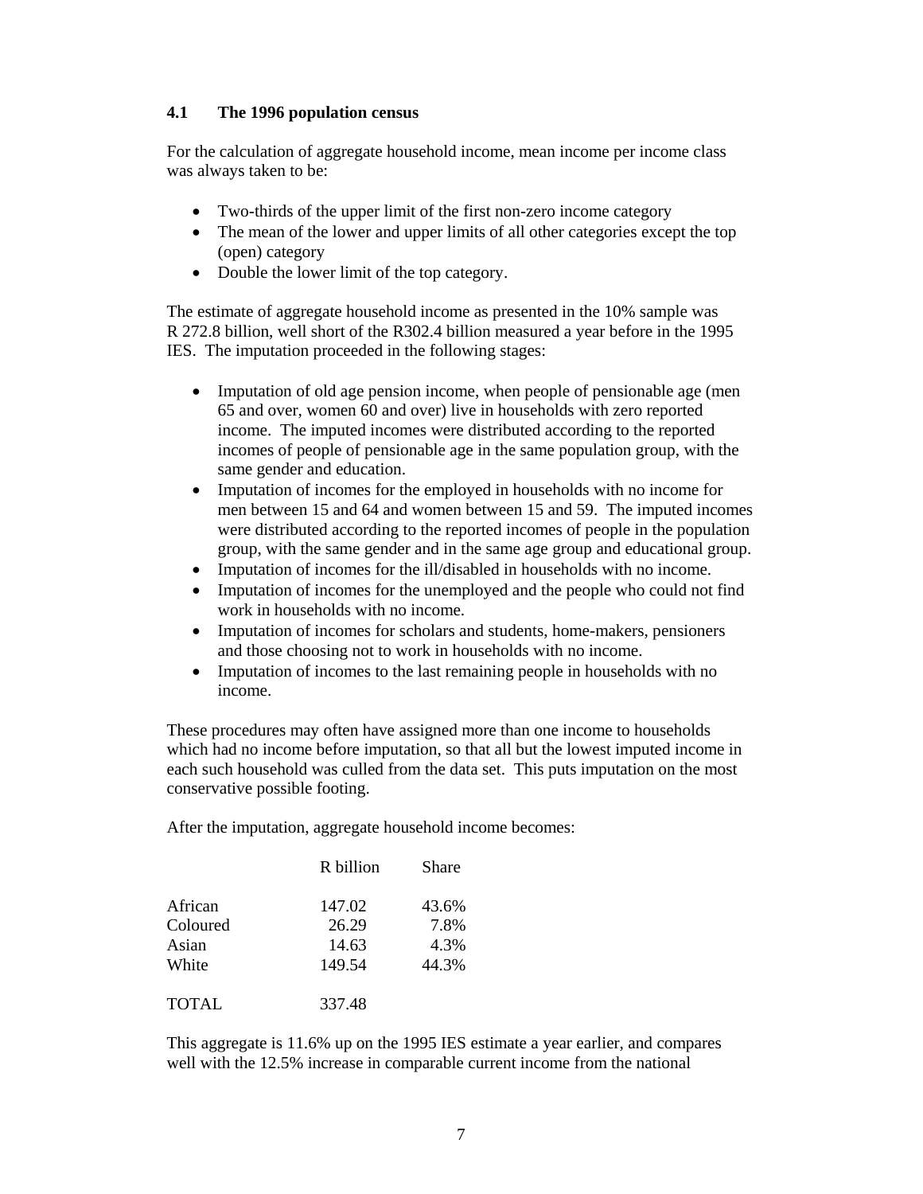### 4.1 The 1996 population census

For the calculation of aggregate household income, mean income per income class was always taken to be:

- Two-thirds of the upper limit of the first non-zero income category
- The mean of the lower and upper limits of all other categories except the top (open) category
- Double the lower limit of the top category.

The estimate of aggregate household income as presented in the 10% sample was R 272.8 billion, well short of the R302.4 billion measured a year before in the 1995 IES. The imputation proceeded in the following stages:

- Imputation of old age pension income, when people of pensionable age (men 65 and over, women 60 and over) live in households with zero reported income. The imputed incomes were distributed according to the reported incomes of people of pensionable age in the same population group, with the same gender and education.
- Imputation of incomes for the employed in households with no income for men between 15 and 64 and women between 15 and 59. The imputed incomes were distributed according to the reported incomes of people in the population group, with the same gender and in the same age group and educational group.
- Imputation of incomes for the ill/disabled in households with no income.
- Imputation of incomes for the unemployed and the people who could not find work in households with no income.
- Imputation of incomes for scholars and students, home-makers, pensioners and those choosing not to work in households with no income.
- Imputation of incomes to the last remaining people in households with no income.

These procedures may often have assigned more than one income to households which had no income before imputation, so that all but the lowest imputed income in each such household was culled from the data set. This puts imputation on the most conservative possible footing.

After the imputation, aggregate household income becomes:

| | R billion | Share |
|---|---|---|
| African | 147.02 | 43.6% |
| Coloured | 26.29 | 7.8% |
| Asian | 14.63 | 4.3% |
| White | 149.54 | 44.3% |
| TOTAL | 337.48 | |

This aggregate is 11.6% up on the 1995 IES estimate a year earlier, and compares well with the 12.5% increase in comparable current income from the national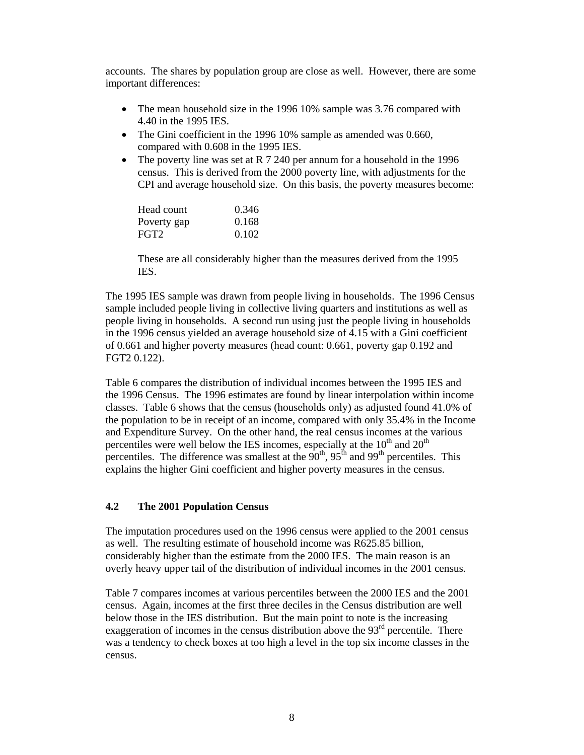accounts. The shares by population group are close as well. However, there are some important differences:

- The mean household size in the 1996 10% sample was 3.76 compared with 4.40 in the 1995 IES.
- The Gini coefficient in the 1996 10% sample as amended was 0.660, compared with 0.608 in the 1995 IES.
- The poverty line was set at R 7 240 per annum for a household in the 1996 census. This is derived from the 2000 poverty line, with adjustments for the CPI and average household size. On this basis, the poverty measures become:

  | | |
  |---|---|
  | Head count | 0.346 |
  | Poverty gap | 0.168 |
  | FGT2 | 0.102 |

  These are all considerably higher than the measures derived from the 1995 IES.

The 1995 IES sample was drawn from people living in households. The 1996 Census sample included people living in collective living quarters and institutions as well as people living in households. A second run using just the people living in households in the 1996 census yielded an average household size of 4.15 with a Gini coefficient of 0.661 and higher poverty measures (head count: 0.661, poverty gap 0.192 and FGT2 0.122).

Table 6 compares the distribution of individual incomes between the 1995 IES and the 1996 Census. The 1996 estimates are found by linear interpolation within income classes. Table 6 shows that the census (households only) as adjusted found 41.0% of the population to be in receipt of an income, compared with only 35.4% in the Income and Expenditure Survey. On the other hand, the real census incomes at the various percentiles were well below the IES incomes, especially at the 10th and 20th percentiles. The difference was smallest at the 90th, 95th and 99th percentiles. This explains the higher Gini coefficient and higher poverty measures in the census.

## 4.2 The 2001 Population Census

The imputation procedures used on the 1996 census were applied to the 2001 census as well. The resulting estimate of household income was R625.85 billion, considerably higher than the estimate from the 2000 IES. The main reason is an overly heavy upper tail of the distribution of individual incomes in the 2001 census.

Table 7 compares incomes at various percentiles between the 2000 IES and the 2001 census. Again, incomes at the first three deciles in the Census distribution are well below those in the IES distribution. But the main point to note is the increasing exaggeration of incomes in the census distribution above the 93rd percentile. There was a tendency to check boxes at too high a level in the top six income classes in the census.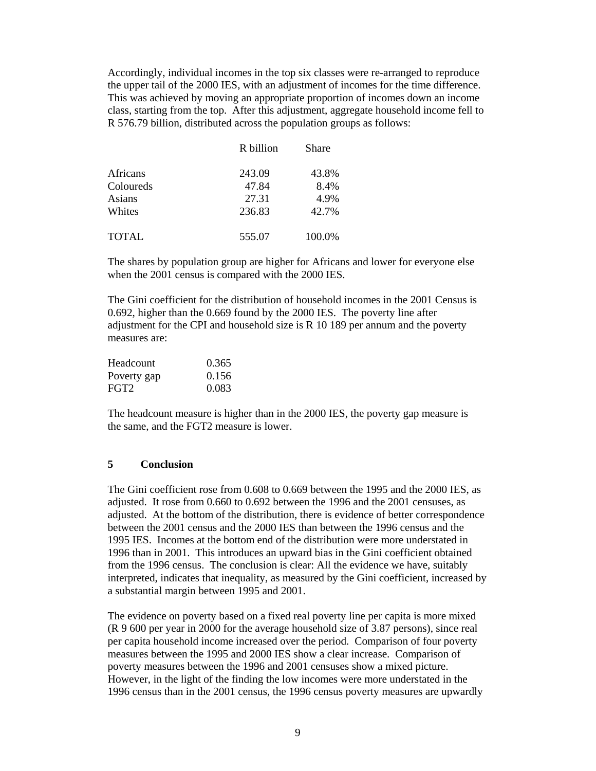Accordingly, individual incomes in the top six classes were re-arranged to reproduce the upper tail of the 2000 IES, with an adjustment of incomes for the time difference. This was achieved by moving an appropriate proportion of incomes down an income class, starting from the top. After this adjustment, aggregate household income fell to R 576.79 billion, distributed across the population groups as follows:

| | R billion | Share |
|---|---|---|
| Africans | 243.09 | 43.8% |
| Coloureds | 47.84 | 8.4% |
| Asians | 27.31 | 4.9% |
| Whites | 236.83 | 42.7% |
| TOTAL | 555.07 | 100.0% |

The shares by population group are higher for Africans and lower for everyone else when the 2001 census is compared with the 2000 IES.

The Gini coefficient for the distribution of household incomes in the 2001 Census is 0.692, higher than the 0.669 found by the 2000 IES. The poverty line after adjustment for the CPI and household size is R 10 189 per annum and the poverty measures are:

| | |
|---|---|
| Headcount | 0.365 |
| Poverty gap | 0.156 |
| FGT2 | 0.083 |

The headcount measure is higher than in the 2000 IES, the poverty gap measure is the same, and the FGT2 measure is lower.

## 5 Conclusion

The Gini coefficient rose from 0.608 to 0.669 between the 1995 and the 2000 IES, as adjusted. It rose from 0.660 to 0.692 between the 1996 and the 2001 censuses, as adjusted. At the bottom of the distribution, there is evidence of better correspondence between the 2001 census and the 2000 IES than between the 1996 census and the 1995 IES. Incomes at the bottom end of the distribution were more understated in 1996 than in 2001. This introduces an upward bias in the Gini coefficient obtained from the 1996 census. The conclusion is clear: All the evidence we have, suitably interpreted, indicates that inequality, as measured by the Gini coefficient, increased by a substantial margin between 1995 and 2001.

The evidence on poverty based on a fixed real poverty line per capita is more mixed (R 9 600 per year in 2000 for the average household size of 3.87 persons), since real per capita household income increased over the period. Comparison of four poverty measures between the 1995 and 2000 IES show a clear increase. Comparison of poverty measures between the 1996 and 2001 censuses show a mixed picture. However, in the light of the finding the low incomes were more understated in the 1996 census than in the 2001 census, the 1996 census poverty measures are upwardly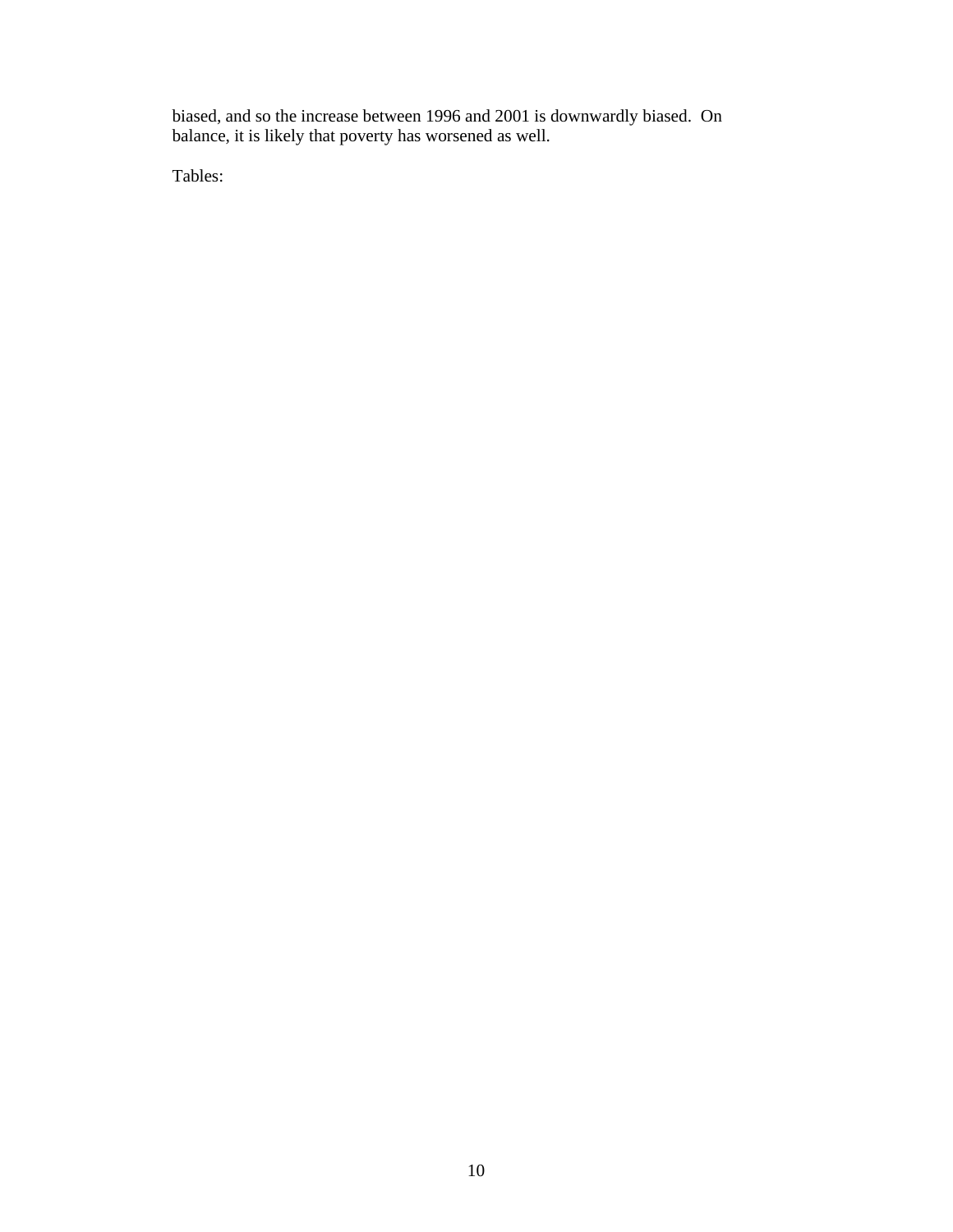biased, and so the increase between 1996 and 2001 is downwardly biased. On balance, it is likely that poverty has worsened as well.

Tables: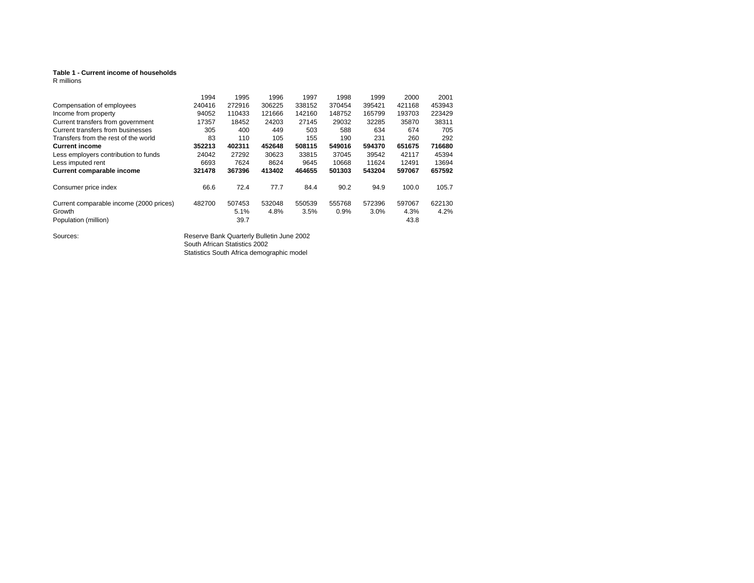**Table 1 - Current income of households**
R millions

| | 1994 | 1995 | 1996 | 1997 | 1998 | 1999 | 2000 | 2001 |
|---|---|---|---|---|---|---|---|---|
| Compensation of employees | 240416 | 272916 | 306225 | 338152 | 370454 | 395421 | 421168 | 453943 |
| Income from property | 94052 | 110433 | 121666 | 142160 | 148752 | 165799 | 193703 | 223429 |
| Current transfers from government | 17357 | 18452 | 24203 | 27145 | 29032 | 32285 | 35870 | 38311 |
| Current transfers from businesses | 305 | 400 | 449 | 503 | 588 | 634 | 674 | 705 |
| Transfers from the rest of the world | 83 | 110 | 105 | 155 | 190 | 231 | 260 | 292 |
| **Current income** | **352213** | **402311** | **452648** | **508115** | **549016** | **594370** | **651675** | **716680** |
| Less employers contribution to funds | 24042 | 27292 | 30623 | 33815 | 37045 | 39542 | 42117 | 45394 |
| Less imputed rent | 6693 | 7624 | 8624 | 9645 | 10668 | 11624 | 12491 | 13694 |
| **Current comparable income** | **321478** | **367396** | **413402** | **464655** | **501303** | **543204** | **597067** | **657592** |
| | | | | | | | | |
| Consumer price index | 66.6 | 72.4 | 77.7 | 84.4 | 90.2 | 94.9 | 100.0 | 105.7 |
| | | | | | | | | |
| Current comparable income (2000 prices) | 482700 | 507453 | 532048 | 550539 | 555768 | 572396 | 597067 | 622130 |
| Growth | | 5.1% | 4.8% | 3.5% | 0.9% | 3.0% | 4.3% | 4.2% |
| Population (million) | | 39.7 | | | | | 43.8 | |

Sources:
Reserve Bank Quarterly Bulletin June 2002
South African Statistics 2002
Statistics South Africa demographic model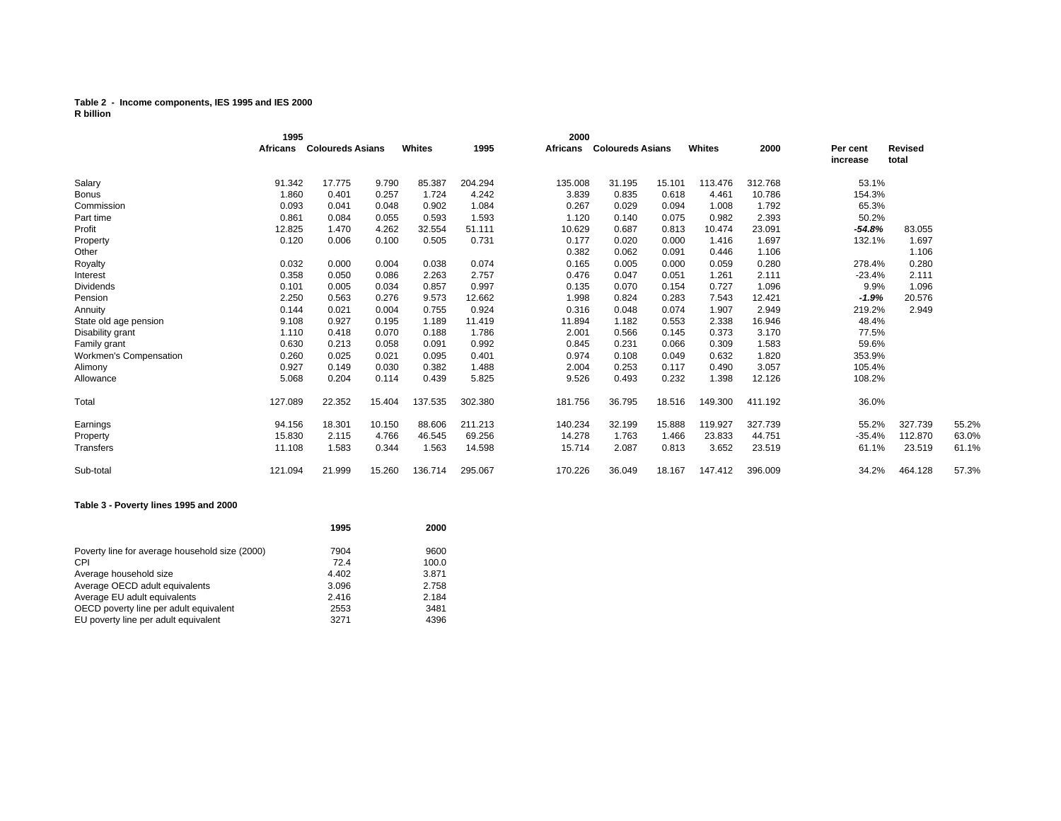**Table 2 - Income components, IES 1995 and IES 2000**
**R billion**

| | 1995 | | | | | 2000 | | | | | | | |
|---|---|---|---|---|---|---|---|---|---|---|---|---|---|
| | **Africans** | **Coloureds** | **Asians** | **Whites** | **1995** | **Africans** | **Coloureds** | **Asians** | **Whites** | **2000** | **Per cent increase** | **Revised total** | |
| Salary | 91.342 | 17.775 | 9.790 | 85.387 | 204.294 | 135.008 | 31.195 | 15.101 | 113.476 | 312.768 | 53.1% | | |
| Bonus | 1.860 | 0.401 | 0.257 | 1.724 | 4.242 | 3.839 | 0.835 | 0.618 | 4.461 | 10.786 | 154.3% | | |
| Commission | 0.093 | 0.041 | 0.048 | 0.902 | 1.084 | 0.267 | 0.029 | 0.094 | 1.008 | 1.792 | 65.3% | | |
| Part time | 0.861 | 0.084 | 0.055 | 0.593 | 1.593 | 1.120 | 0.140 | 0.075 | 0.982 | 2.393 | 50.2% | | |
| Profit | 12.825 | 1.470 | 4.262 | 32.554 | 51.111 | 10.629 | 0.687 | 0.813 | 10.474 | 23.091 | ***-54.8%*** | 83.055 | |
| Property | 0.120 | 0.006 | 0.100 | 0.505 | 0.731 | 0.177 | 0.020 | 0.000 | 1.416 | 1.697 | 132.1% | 1.697 | |
| Other | | | | | | 0.382 | 0.062 | 0.091 | 0.446 | 1.106 | | 1.106 | |
| Royalty | 0.032 | 0.000 | 0.004 | 0.038 | 0.074 | 0.165 | 0.005 | 0.000 | 0.059 | 0.280 | 278.4% | 0.280 | |
| Interest | 0.358 | 0.050 | 0.086 | 2.263 | 2.757 | 0.476 | 0.047 | 0.051 | 1.261 | 2.111 | -23.4% | 2.111 | |
| Dividends | 0.101 | 0.005 | 0.034 | 0.857 | 0.997 | 0.135 | 0.070 | 0.154 | 0.727 | 1.096 | 9.9% | 1.096 | |
| Pension | 2.250 | 0.563 | 0.276 | 9.573 | 12.662 | 1.998 | 0.824 | 0.283 | 7.543 | 12.421 | ***-1.9%*** | 20.576 | |
| Annuity | 0.144 | 0.021 | 0.004 | 0.755 | 0.924 | 0.316 | 0.048 | 0.074 | 1.907 | 2.949 | 219.2% | 2.949 | |
| State old age pension | 9.108 | 0.927 | 0.195 | 1.189 | 11.419 | 11.894 | 1.182 | 0.553 | 2.338 | 16.946 | 48.4% | | |
| Disability grant | 1.110 | 0.418 | 0.070 | 0.188 | 1.786 | 2.001 | 0.566 | 0.145 | 0.373 | 3.170 | 77.5% | | |
| Family grant | 0.630 | 0.213 | 0.058 | 0.091 | 0.992 | 0.845 | 0.231 | 0.066 | 0.309 | 1.583 | 59.6% | | |
| Workmen's Compensation | 0.260 | 0.025 | 0.021 | 0.095 | 0.401 | 0.974 | 0.108 | 0.049 | 0.632 | 1.820 | 353.9% | | |
| Alimony | 0.927 | 0.149 | 0.030 | 0.382 | 1.488 | 2.004 | 0.253 | 0.117 | 0.490 | 3.057 | 105.4% | | |
| Allowance | 5.068 | 0.204 | 0.114 | 0.439 | 5.825 | 9.526 | 0.493 | 0.232 | 1.398 | 12.126 | 108.2% | | |
| Total | 127.089 | 22.352 | 15.404 | 137.535 | 302.380 | 181.756 | 36.795 | 18.516 | 149.300 | 411.192 | 36.0% | | |
| Earnings | 94.156 | 18.301 | 10.150 | 88.606 | 211.213 | 140.234 | 32.199 | 15.888 | 119.927 | 327.739 | 55.2% | 327.739 | 55.2% |
| Property | 15.830 | 2.115 | 4.766 | 46.545 | 69.256 | 14.278 | 1.763 | 1.466 | 23.833 | 44.751 | -35.4% | 112.870 | 63.0% |
| Transfers | 11.108 | 1.583 | 0.344 | 1.563 | 14.598 | 15.714 | 2.087 | 0.813 | 3.652 | 23.519 | 61.1% | 23.519 | 61.1% |
| Sub-total | 121.094 | 21.999 | 15.260 | 136.714 | 295.067 | 170.226 | 36.049 | 18.167 | 147.412 | 396.009 | 34.2% | 464.128 | 57.3% |

**Table 3 - Poverty lines 1995 and 2000**

| | **1995** | **2000** |
|---|---|---|
| Poverty line for average household size (2000) | 7904 | 9600 |
| CPI | 72.4 | 100.0 |
| Average household size | 4.402 | 3.871 |
| Average OECD adult equivalents | 3.096 | 2.758 |
| Average EU adult equivalents | 2.416 | 2.184 |
| OECD poverty line per adult equivalent | 2553 | 3481 |
| EU poverty line per adult equivalent | 3271 | 4396 |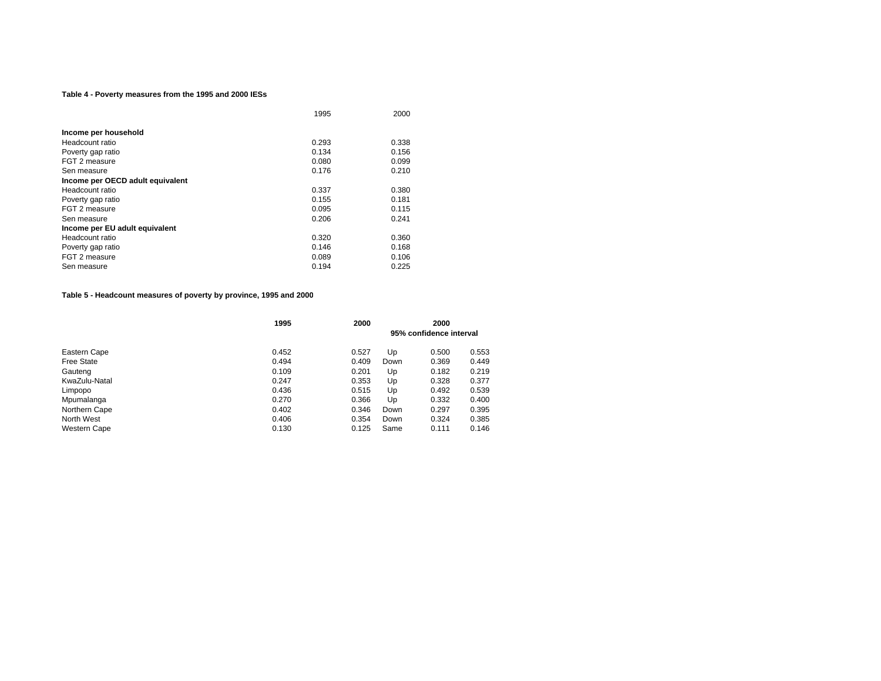**Table 4 - Poverty measures from the 1995 and 2000 IESs**

| | 1995 | 2000 |
|---|---|---|
| **Income per household** | | |
| Headcount ratio | 0.293 | 0.338 |
| Poverty gap ratio | 0.134 | 0.156 |
| FGT 2 measure | 0.080 | 0.099 |
| Sen measure | 0.176 | 0.210 |
| **Income per OECD adult equivalent** | | |
| Headcount ratio | 0.337 | 0.380 |
| Poverty gap ratio | 0.155 | 0.181 |
| FGT 2 measure | 0.095 | 0.115 |
| Sen measure | 0.206 | 0.241 |
| **Income per EU adult equivalent** | | |
| Headcount ratio | 0.320 | 0.360 |
| Poverty gap ratio | 0.146 | 0.168 |
| FGT 2 measure | 0.089 | 0.106 |
| Sen measure | 0.194 | 0.225 |

**Table 5 - Headcount measures of poverty by province, 1995 and 2000**

| | **1995** | **2000** | | **2000 95% confidence interval** | |
|---|---|---|---|---|---|
| Eastern Cape | 0.452 | 0.527 | Up | 0.500 | 0.553 |
| Free State | 0.494 | 0.409 | Down | 0.369 | 0.449 |
| Gauteng | 0.109 | 0.201 | Up | 0.182 | 0.219 |
| KwaZulu-Natal | 0.247 | 0.353 | Up | 0.328 | 0.377 |
| Limpopo | 0.436 | 0.515 | Up | 0.492 | 0.539 |
| Mpumalanga | 0.270 | 0.366 | Up | 0.332 | 0.400 |
| Northern Cape | 0.402 | 0.346 | Down | 0.297 | 0.395 |
| North West | 0.406 | 0.354 | Down | 0.324 | 0.385 |
| Western Cape | 0.130 | 0.125 | Same | 0.111 | 0.146 |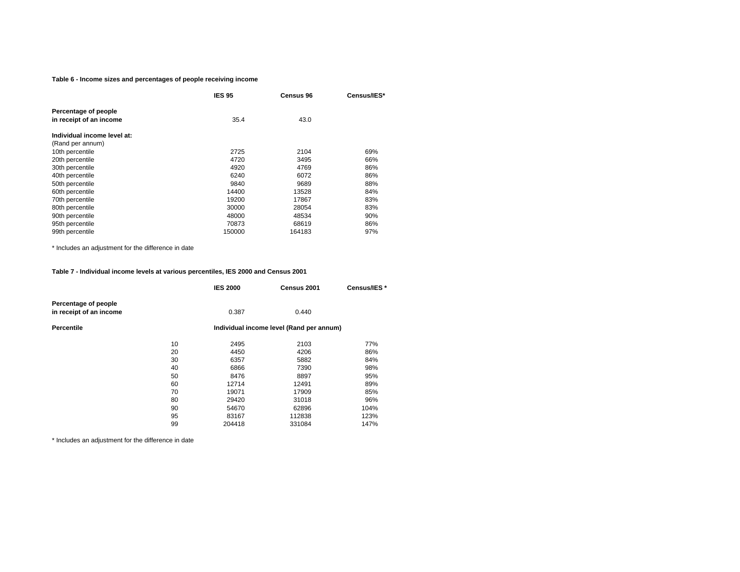**Table 6 - Income sizes and percentages of people receiving income**

| | IES 95 | Census 96 | Census/IES* |
|---|---|---|---|
| **Percentage of people in receipt of an income** | 35.4 | 43.0 | |
| **Individual income level at:** (Rand per annum) | | | |
| 10th percentile | 2725 | 2104 | 69% |
| 20th percentile | 4720 | 3495 | 66% |
| 30th percentile | 4920 | 4769 | 86% |
| 40th percentile | 6240 | 6072 | 86% |
| 50th percentile | 9840 | 9689 | 88% |
| 60th percentile | 14400 | 13528 | 84% |
| 70th percentile | 19200 | 17867 | 83% |
| 80th percentile | 30000 | 28054 | 83% |
| 90th percentile | 48000 | 48534 | 90% |
| 95th percentile | 70873 | 68619 | 86% |
| 99th percentile | 150000 | 164183 | 97% |

* Includes an adjustment for the difference in date

**Table 7 - Individual income levels at various percentiles, IES 2000 and Census 2001**

| | IES 2000 | Census 2001 | Census/IES * |
|---|---|---|---|
| **Percentage of people in receipt of an income** | 0.387 | 0.440 | |
| **Percentile** | **Individual income level (Rand per annum)** | | |
| 10 | 2495 | 2103 | 77% |
| 20 | 4450 | 4206 | 86% |
| 30 | 6357 | 5882 | 84% |
| 40 | 6866 | 7390 | 98% |
| 50 | 8476 | 8897 | 95% |
| 60 | 12714 | 12491 | 89% |
| 70 | 19071 | 17909 | 85% |
| 80 | 29420 | 31018 | 96% |
| 90 | 54670 | 62896 | 104% |
| 95 | 83167 | 112838 | 123% |
| 99 | 204418 | 331084 | 147% |

* Includes an adjustment for the difference in date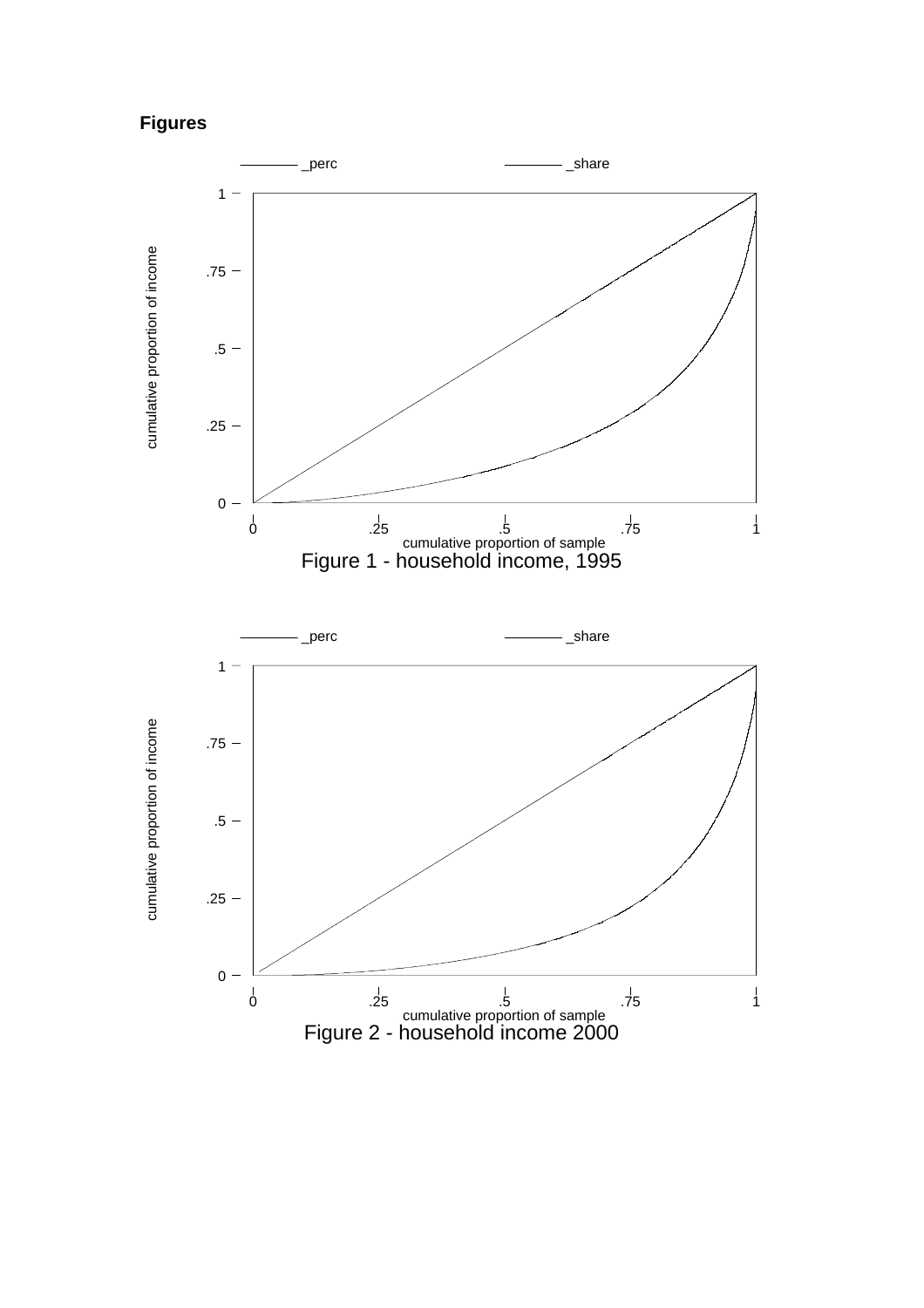**Figures**

_perc
_share

1
.75
.5
.25
0

cumulative proportion of income

0
.25
.5
.75
1

cumulative proportion of sample

Figure 1 - household income, 1995

_perc
_share

1
.75
.5
.25
0

cumulative proportion of income

0
.25
.5
.75
1

cumulative proportion of sample

Figure 2 - household income 2000